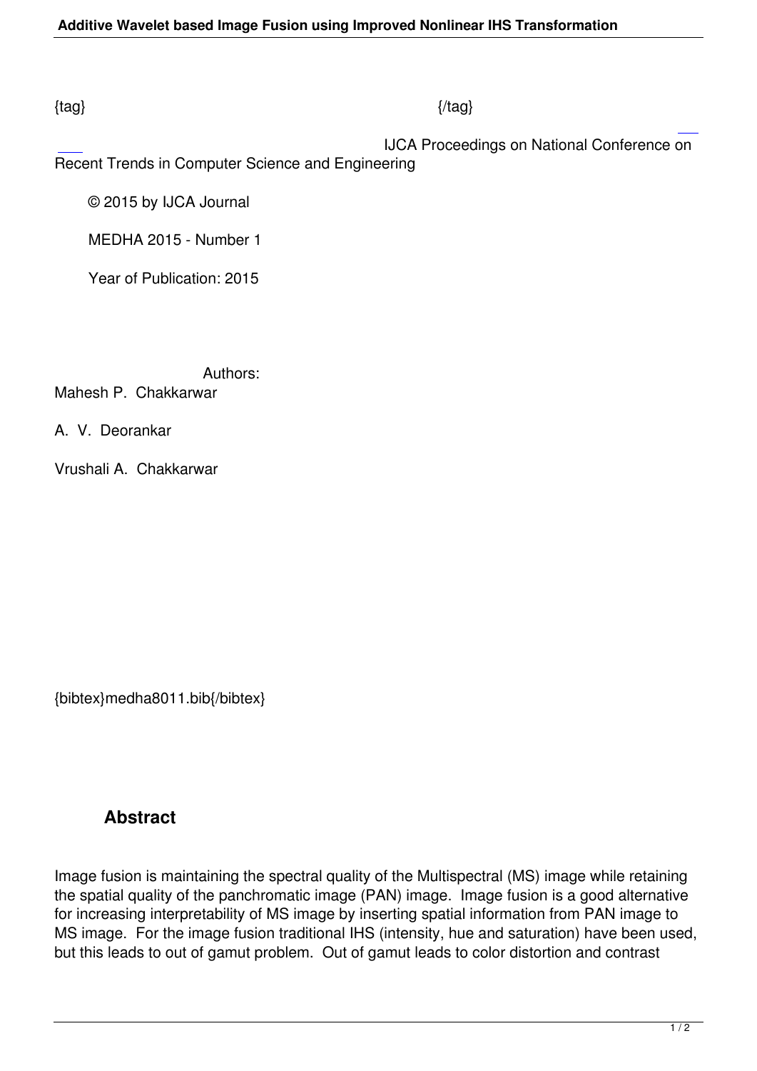{tag} {/tag}

IJCA Proceedings on National Conference on Recent Trends in Computer Science and Engineering

© 2015 by IJCA Journal

MEDHA 2015 - Number 1

Year of Publication: 2015

Authors:

Mahesh P. Chakkarwar

A. V. Deorankar

Vrushali A. Chakkarwar

{bibtex}medha8011.bib{/bibtex}

## Abstract

Image fusion is maintaining the spectral quality of the Multispectral (MS) image while retaining the spatial quality of the panchromatic image (PAN) image. Image fusion is a good alternative for increasing interpretability of MS image by inserting spatial information from PAN image to MS image. For the image fusion traditional IHS (intensity, hue and saturation) have been used, but this leads to out of gamut problem. Out of gamut leads to color distortion and contrast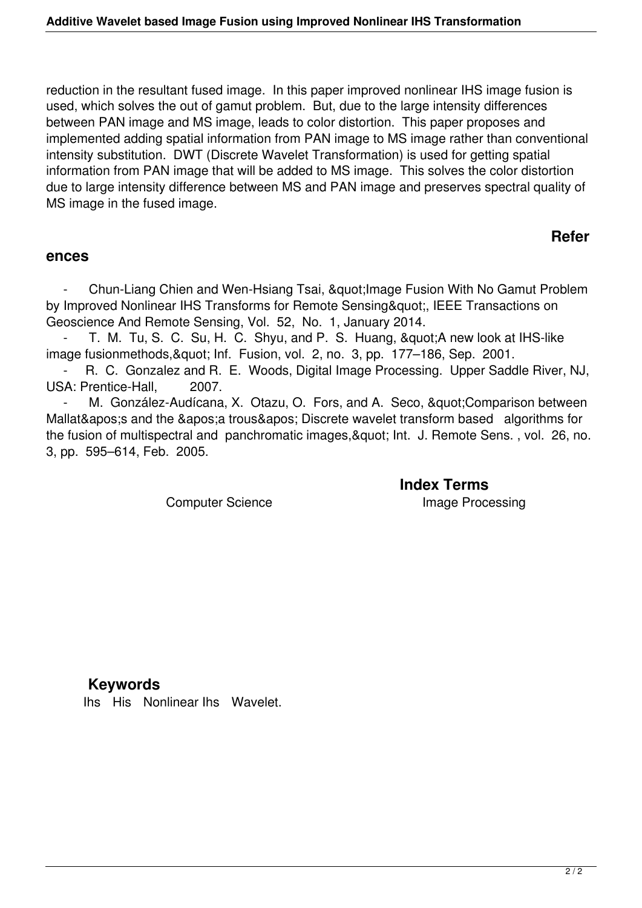reduction in the resultant fused image. In this paper improved nonlinear IHS image fusion is used, which solves the out of gamut problem. But, due to the large intensity differences between PAN image and MS image, leads to color distortion. This paper proposes and implemented adding spatial information from PAN image to MS image rather than conventional intensity substitution. DWT (Discrete Wavelet Transformation) is used for getting spatial information from PAN image that will be added to MS image. This solves the color distortion due to large intensity difference between MS and PAN image and preserves spectral quality of MS image in the fused image.

## References

- Chun-Liang Chien and Wen-Hsiang Tsai, &quot;Image Fusion With No Gamut Problem by Improved Nonlinear IHS Transforms for Remote Sensing&quot;, IEEE Transactions on Geoscience And Remote Sensing, Vol. 52, No. 1, January 2014.
- T. M. Tu, S. C. Su, H. C. Shyu, and P. S. Huang, &quot;A new look at IHS-like image fusionmethods,&quot; Inf. Fusion, vol. 2, no. 3, pp. 177–186, Sep. 2001.
- R. C. Gonzalez and R. E. Woods, Digital Image Processing. Upper Saddle River, NJ, USA: Prentice-Hall, 2007.
- M. González-Audícana, X. Otazu, O. Fors, and A. Seco, &quot;Comparison between Mallat&apos;s and the &apos;a trous&apos; Discrete wavelet transform based algorithms for the fusion of multispectral and panchromatic images,&quot; Int. J. Remote Sens. , vol. 26, no. 3, pp. 595–614, Feb. 2005.

## Index Terms

Computer Science Image Processing

## Keywords

Ihs His Nonlinear Ihs Wavelet.